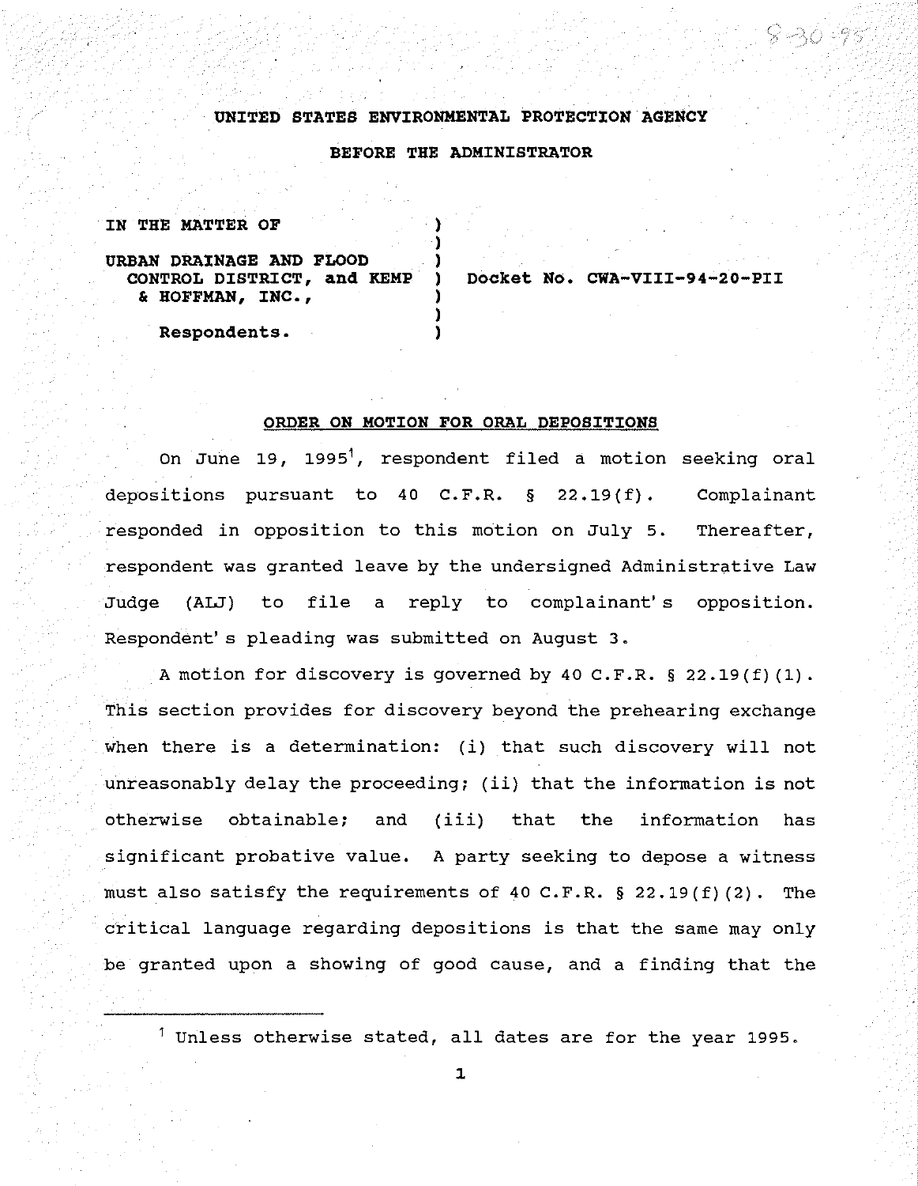## UNITED STATES ENVIRONMENTAL PROTECTION AGENCY

## BEFORE THE ADMINISTRATOR

IN THE MATTER OF

URBAN DRAINAGE AND FLOOD CONTROL DISTRICT, and KEMP & HOFFMAN, INC.,

Respondents.

Docket No. CWA-VIII-94-20-PII

### ORDER ON MOTION FOR ORAL DEPOSITIONS

On June 19, 1995[1], respondent filed a motion seeking oral depositions pursuant to 40 C.F.R. § 22.19(f). Complainant responded in opposition to this motion on July 5. Thereafter, respondent was granted leave by the undersigned Administrative Law Judge (ALJ) to file a reply to complainant's opposition. Respondent's pleading was submitted on August 3.

A motion for discovery is governed by 40 C.F.R. § 22.19(f)(1). This section provides for discovery beyond the prehearing exchange when there is a determination: (i) that such discovery will not unreasonably delay the proceeding; (ii) that the information is not otherwise obtainable; and (iii) that the information has significant probative value. A party seeking to depose a witness must also satisfy the requirements of 40 C.F.R. § 22.19(f)(2). The critical language regarding depositions is that the same may only be granted upon a showing of good cause, and a finding that the

[1] Unless otherwise stated, all dates are for the year 1995.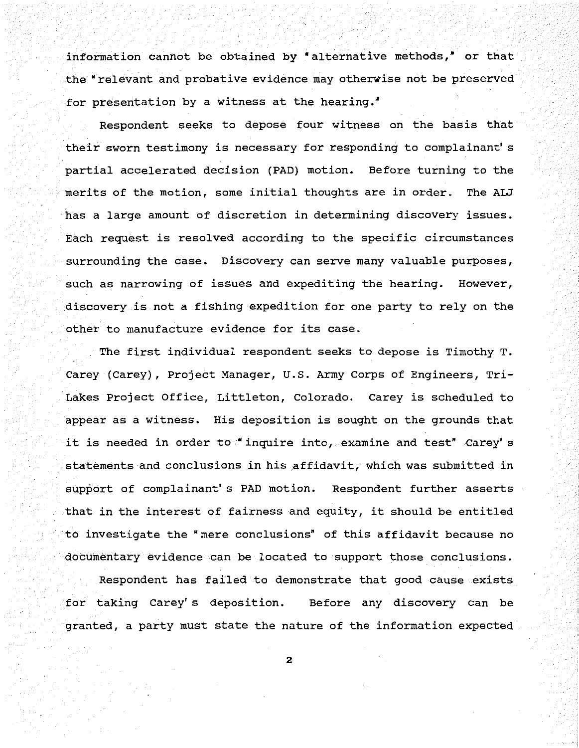information cannot be obtained by "alternative methods," or that the "relevant and probative evidence may otherwise not be preserved for presentation by a witness at the hearing."

Respondent seeks to depose four witness on the basis that their sworn testimony is necessary for responding to complainant's partial accelerated decision (PAD) motion. Before turning to the merits of the motion, some initial thoughts are in order. The ALJ has a large amount of discretion in determining discovery issues. Each request is resolved according to the specific circumstances surrounding the case. Discovery can serve many valuable purposes, such as narrowing of issues and expediting the hearing. However, discovery is not a fishing expedition for one party to rely on the other to manufacture evidence for its case.

The first individual respondent seeks to depose is Timothy T. Carey (Carey), Project Manager, U.S. Army Corps of Engineers, Tri-Lakes Project Office, Littleton, Colorado. Carey is scheduled to appear as a witness. His deposition is sought on the grounds that it is needed in order to "inquire into, examine and test" Carey's statements and conclusions in his affidavit, which was submitted in support of complainant's PAD motion. Respondent further asserts that in the interest of fairness and equity, it should be entitled to investigate the "mere conclusions" of this affidavit because no documentary evidence can be located to support those conclusions.

Respondent has failed to demonstrate that good cause exists for taking Carey's deposition. Before any discovery can be granted, a party must state the nature of the information expected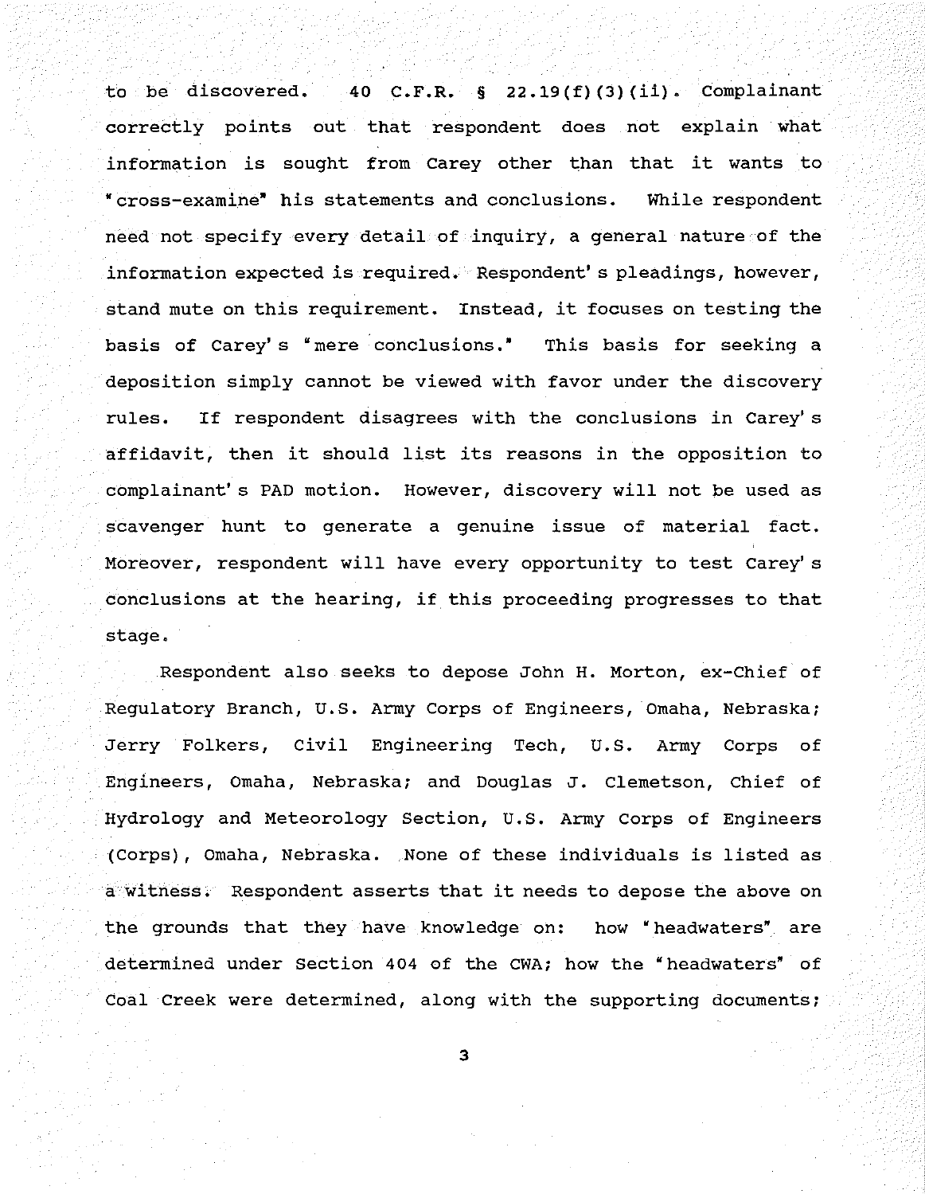to be discovered. 40 C.F.R. § 22.19(f)(3)(ii). Complainant correctly points out that respondent does not explain what information is sought from Carey other than that it wants to "cross-examine" his statements and conclusions. While respondent need not specify every detail of inquiry, a general nature of the information expected is required. Respondent's pleadings, however, stand mute on this requirement. Instead, it focuses on testing the basis of Carey's "mere conclusions." This basis for seeking a deposition simply cannot be viewed with favor under the discovery rules. If respondent disagrees with the conclusions in Carey's affidavit, then it should list its reasons in the opposition to complainant's PAD motion. However, discovery will not be used as scavenger hunt to generate a genuine issue of material fact. Moreover, respondent will have every opportunity to test Carey's conclusions at the hearing, if this proceeding progresses to that stage.

Respondent also seeks to depose John H. Morton, ex-Chief of Regulatory Branch, U.S. Army Corps of Engineers, Omaha, Nebraska; Jerry Folkers, Civil Engineering Tech, U.S. Army Corps of Engineers, Omaha, Nebraska; and Douglas J. Clemetson, Chief of Hydrology and Meteorology Section, U.S. Army Corps of Engineers (Corps), Omaha, Nebraska. None of these individuals is listed as a witness. Respondent asserts that it needs to depose the above on the grounds that they have knowledge on: how "headwaters" are determined under Section 404 of the CWA; how the "headwaters" of Coal Creek were determined, along with the supporting documents;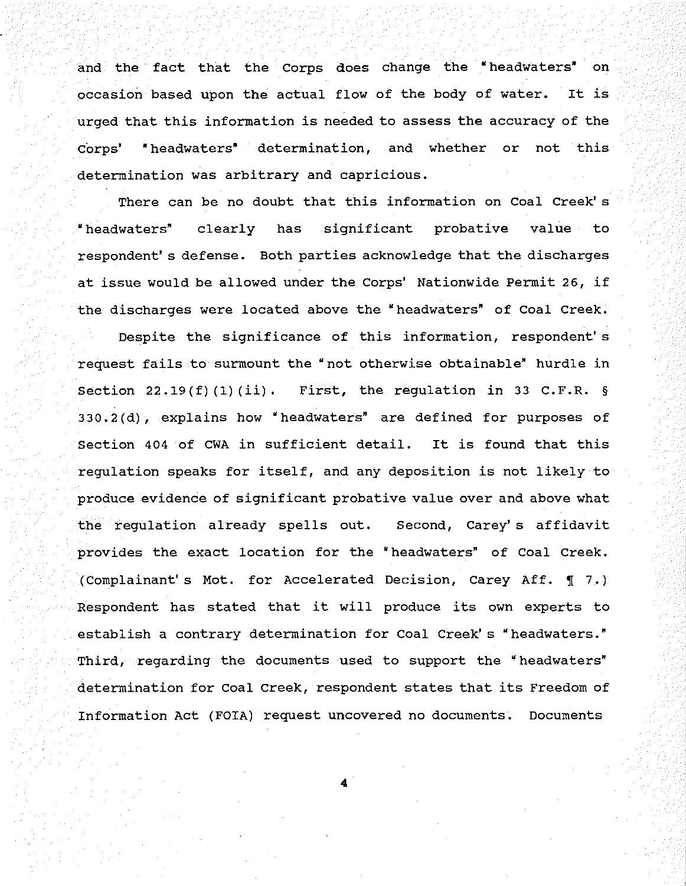and the fact that the Corps does change the "headwaters" on occasion based upon the actual flow of the body of water. It is urged that this information is needed to assess the accuracy of the Corps' "headwaters" determination, and whether or not this determination was arbitrary and capricious.

There can be no doubt that this information on Coal Creek's "headwaters" clearly has significant probative value to respondent's defense. Both parties acknowledge that the discharges at issue would be allowed under the Corps' Nationwide Permit 26, if the discharges were located above the "headwaters" of Coal Creek.

Despite the significance of this information, respondent's request fails to surmount the "not otherwise obtainable" hurdle in Section 22.19(f)(1)(ii). First, the regulation in 33 C.F.R. § 330.2(d), explains how "headwaters" are defined for purposes of Section 404 of CWA in sufficient detail. It is found that this regulation speaks for itself, and any deposition is not likely to produce evidence of significant probative value over and above what the regulation already spells out. Second, Carey's affidavit provides the exact location for the "headwaters" of Coal Creek. (Complainant's Mot. for Accelerated Decision, Carey Aff. ¶ 7.) Respondent has stated that it will produce its own experts to establish a contrary determination for Coal Creek's "headwaters." Third, regarding the documents used to support the "headwaters" determination for Coal Creek, respondent states that its Freedom of Information Act (FOIA) request uncovered no documents. Documents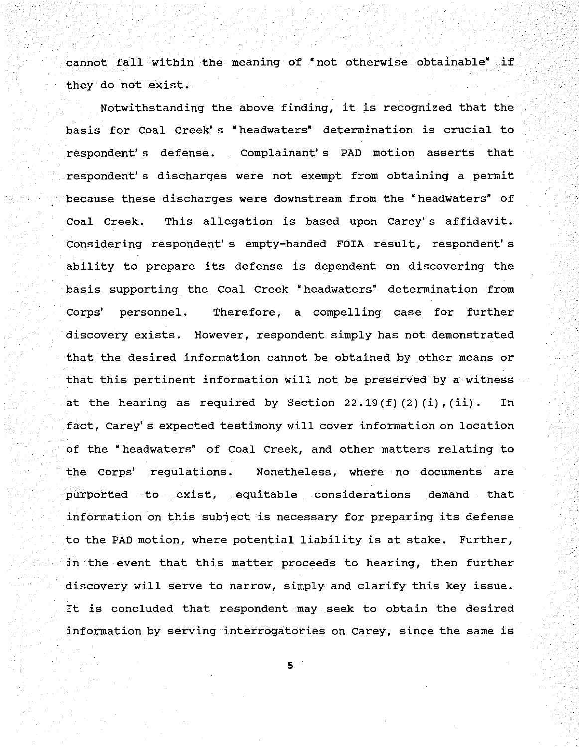cannot fall within the meaning of "not otherwise obtainable" if they do not exist.

Notwithstanding the above finding, it is recognized that the basis for Coal Creek's "headwaters" determination is crucial to respondent's defense. Complainant's PAD motion asserts that respondent's discharges were not exempt from obtaining a permit because these discharges were downstream from the "headwaters" of Coal Creek. This allegation is based upon Carey's affidavit. Considering respondent's empty-handed FOIA result, respondent's ability to prepare its defense is dependent on discovering the basis supporting the Coal Creek "headwaters" determination from Corps' personnel. Therefore, a compelling case for further discovery exists. However, respondent simply has not demonstrated that the desired information cannot be obtained by other means or that this pertinent information will not be preserved by a witness at the hearing as required by Section 22.19(f)(2)(i),(ii). In fact, Carey's expected testimony will cover information on location of the "headwaters" of Coal Creek, and other matters relating to the Corps' regulations. Nonetheless, where no documents are purported to exist, equitable considerations demand that information on this subject is necessary for preparing its defense to the PAD motion, where potential liability is at stake. Further, in the event that this matter proceeds to hearing, then further discovery will serve to narrow, simply and clarify this key issue. It is concluded that respondent may seek to obtain the desired information by serving interrogatories on Carey, since the same is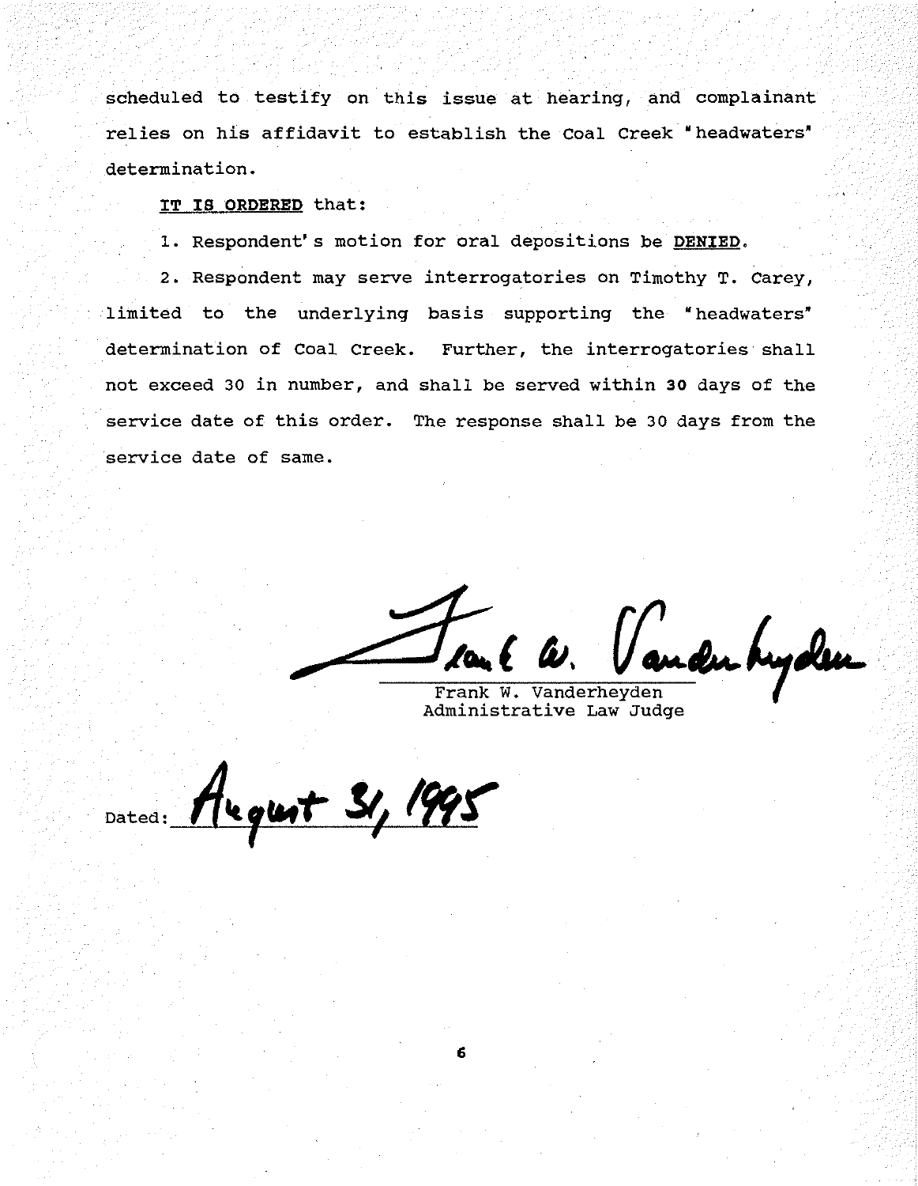scheduled to testify on this issue at hearing, and complainant relies on his affidavit to establish the Coal Creek "headwaters" determination.

**IT IS ORDERED** that:

1. Respondent's motion for oral depositions be **DENIED**.

2. Respondent may serve interrogatories on Timothy T. Carey, limited to the underlying basis supporting the "headwaters" determination of Coal Creek. Further, the interrogatories shall not exceed 30 in number, and shall be served within **30** days of the service date of this order. The response shall be 30 days from the service date of same.

Frank W. Vanderheyden
Administrative Law Judge

Dated: August 31, 1995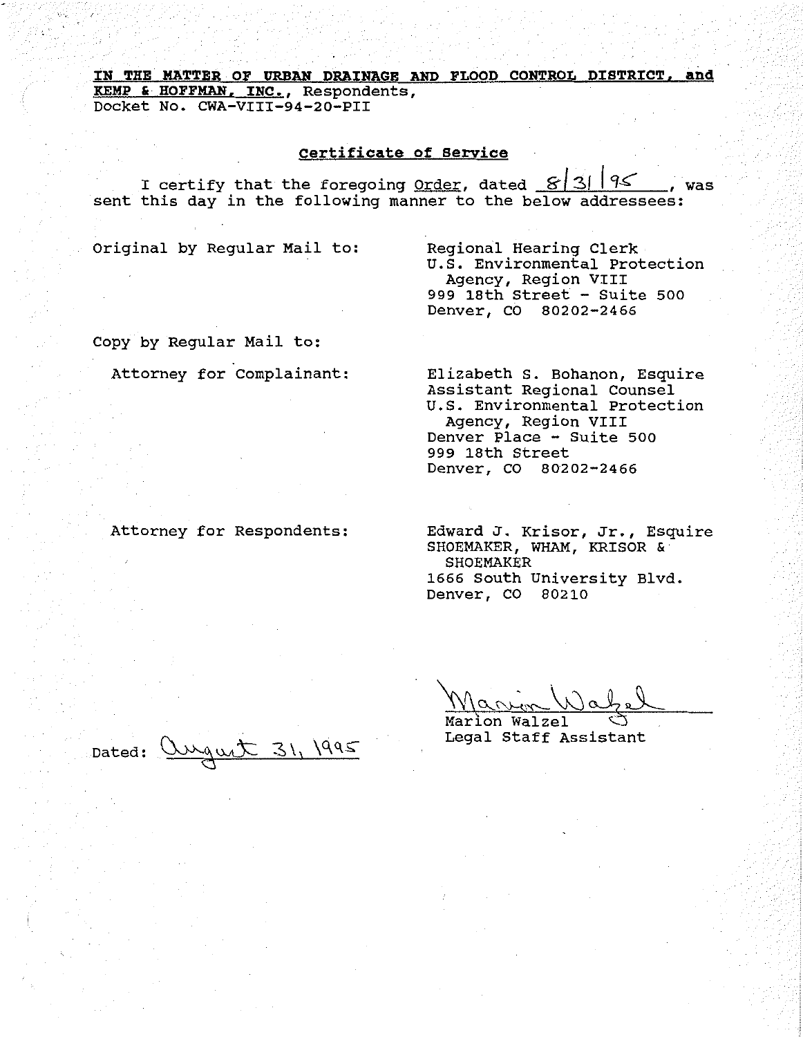**IN THE MATTER OF URBAN DRAINAGE AND FLOOD CONTROL DISTRICT, and KEMP & HOFFMAN, INC.**, Respondents,
Docket No. CWA-VIII-94-20-PII

**Certificate of Service**

I certify that the foregoing Order, dated 8/31/95, was sent this day in the following manner to the below addressees:

Original by Regular Mail to:

Regional Hearing Clerk
U.S. Environmental Protection Agency, Region VIII
999 18th Street - Suite 500
Denver, CO 80202-2466

Copy by Regular Mail to:

Attorney for Complainant:

Elizabeth S. Bohanon, Esquire
Assistant Regional Counsel
U.S. Environmental Protection Agency, Region VIII
Denver Place - Suite 500
999 18th Street
Denver, CO 80202-2466

Attorney for Respondents:

Edward J. Krisor, Jr., Esquire
SHOEMAKER, WHAM, KRISOR & SHOEMAKER
1666 South University Blvd.
Denver, CO 80210

Marion Walzel
Marion Walzel
Legal Staff Assistant

Dated: August 31, 1995